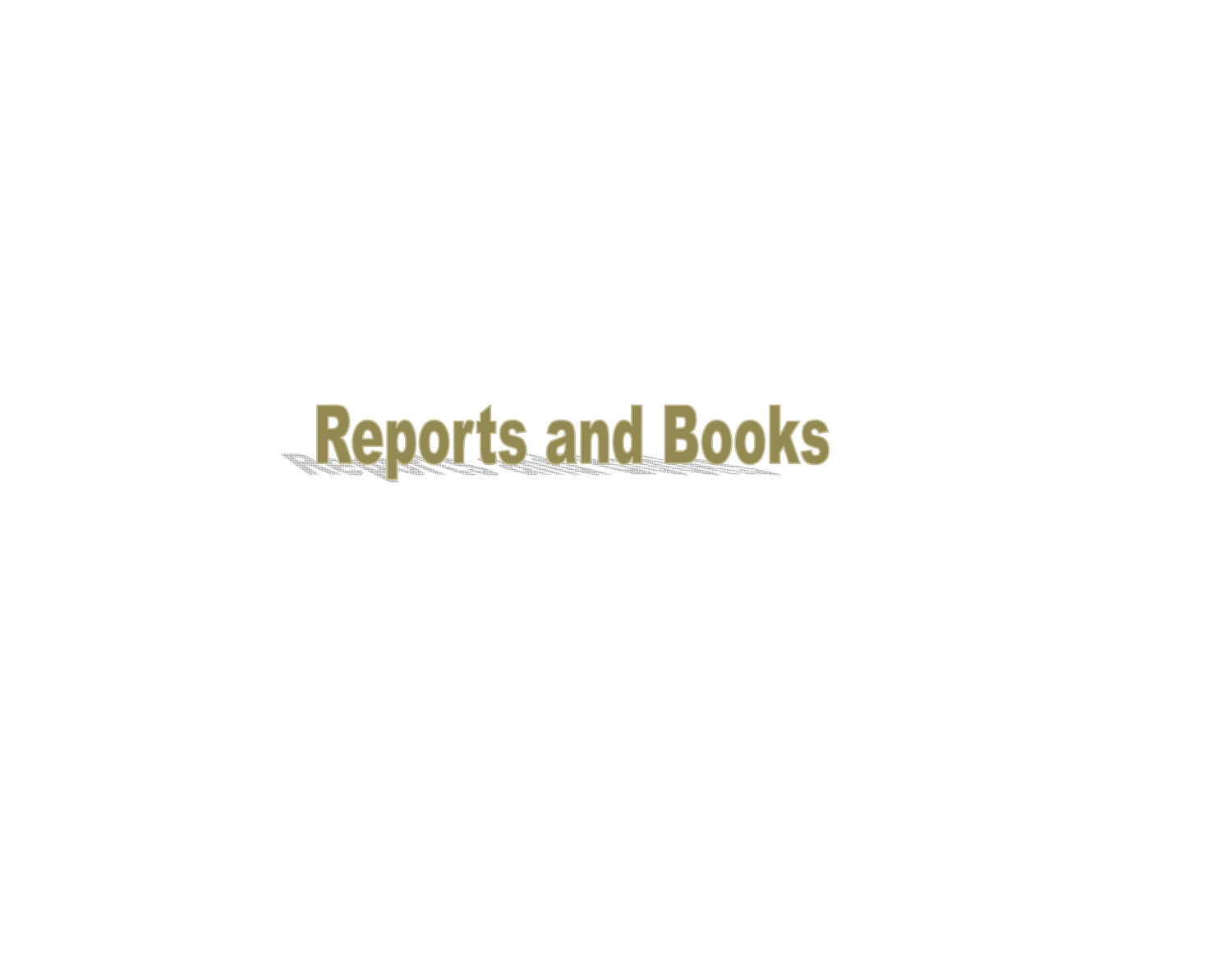# Reports and Books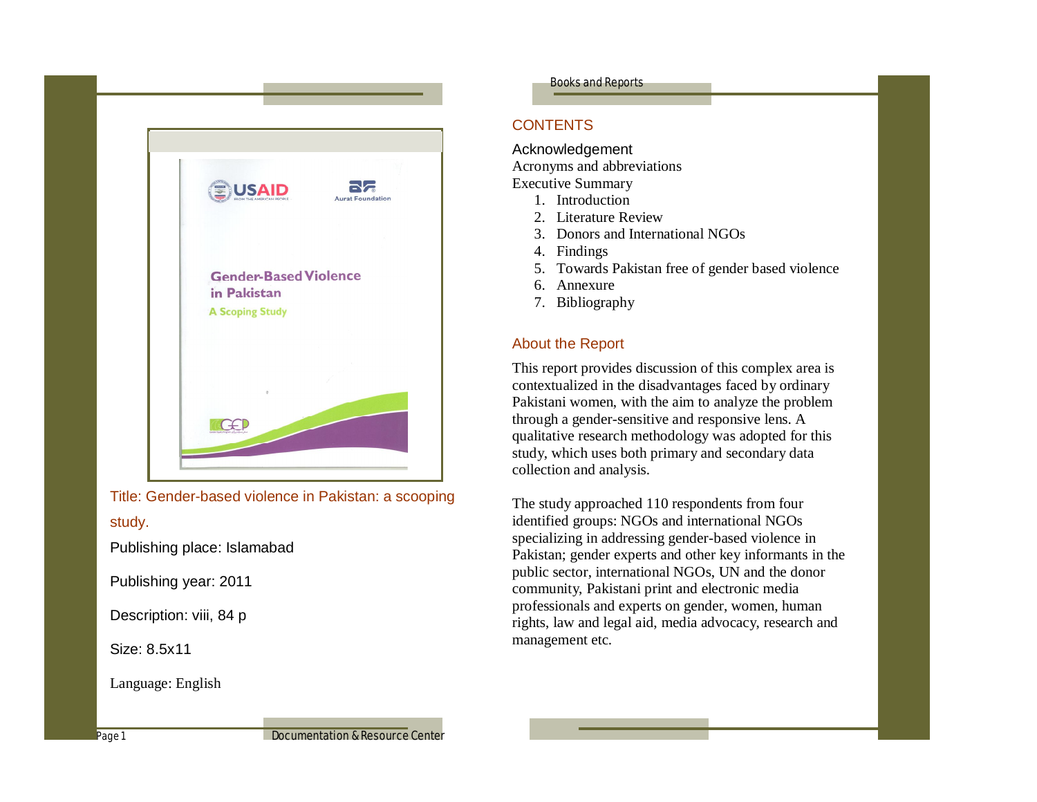Title: Gender-based violence in Pakistan: a scooping study.

Publishing place: Islamabad

Publishing year: 2011

Description: viii, 84 p

Size: 8.5x11

Language: English

## CONTENTS

Acknowledgement
Acronyms and abbreviations
Executive Summary

1. Introduction
2. Literature Review
3. Donors and International NGOs
4. Findings
5. Towards Pakistan free of gender based violence
6. Annexure
7. Bibliography

## About the Report

This report provides discussion of this complex area is contextualized in the disadvantages faced by ordinary Pakistani women, with the aim to analyze the problem through a gender-sensitive and responsive lens. A qualitative research methodology was adopted for this study, which uses both primary and secondary data collection and analysis.

The study approached 110 respondents from four identified groups: NGOs and international NGOs specializing in addressing gender-based violence in Pakistan; gender experts and other key informants in the public sector, international NGOs, UN and the donor community, Pakistani print and electronic media professionals and experts on gender, women, human rights, law and legal aid, media advocacy, research and management etc.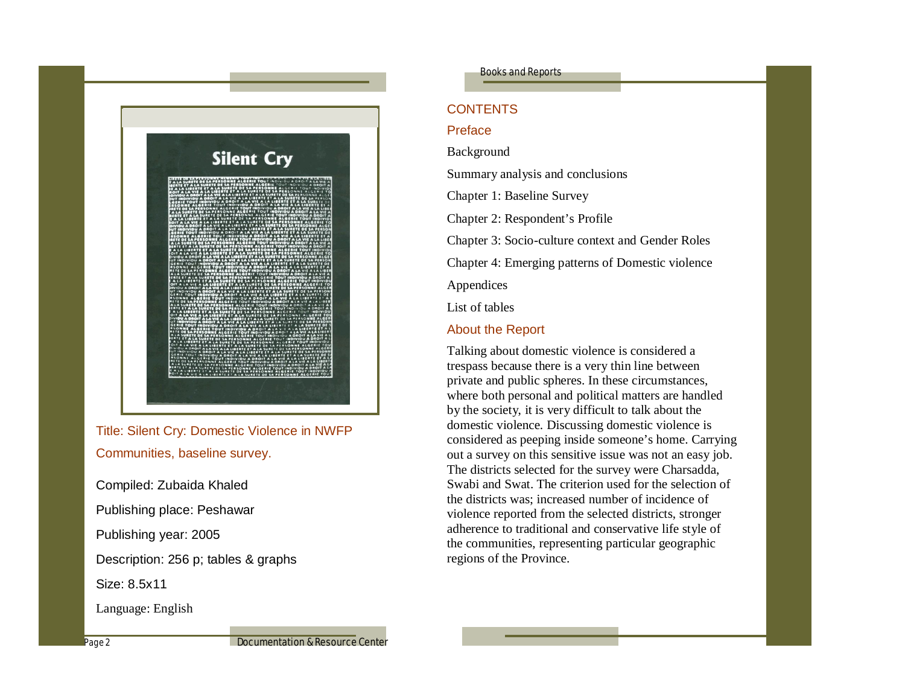Title: Silent Cry: Domestic Violence in NWFP Communities, baseline survey.

Compiled: Zubaida Khaled

Publishing place: Peshawar

Publishing year: 2005

Description: 256 p; tables & graphs

Size: 8.5x11

Language: English

## CONTENTS

### Preface

Background

Summary analysis and conclusions

Chapter 1: Baseline Survey

Chapter 2: Respondent's Profile

Chapter 3: Socio-culture context and Gender Roles

Chapter 4: Emerging patterns of Domestic violence

Appendices

List of tables

### About the Report

Talking about domestic violence is considered a trespass because there is a very thin line between private and public spheres. In these circumstances, where both personal and political matters are handled by the society, it is very difficult to talk about the domestic violence. Discussing domestic violence is considered as peeping inside someone's home. Carrying out a survey on this sensitive issue was not an easy job. The districts selected for the survey were Charsadda, Swabi and Swat. The criterion used for the selection of the districts was; increased number of incidence of violence reported from the selected districts, stronger adherence to traditional and conservative life style of the communities, representing particular geographic regions of the Province.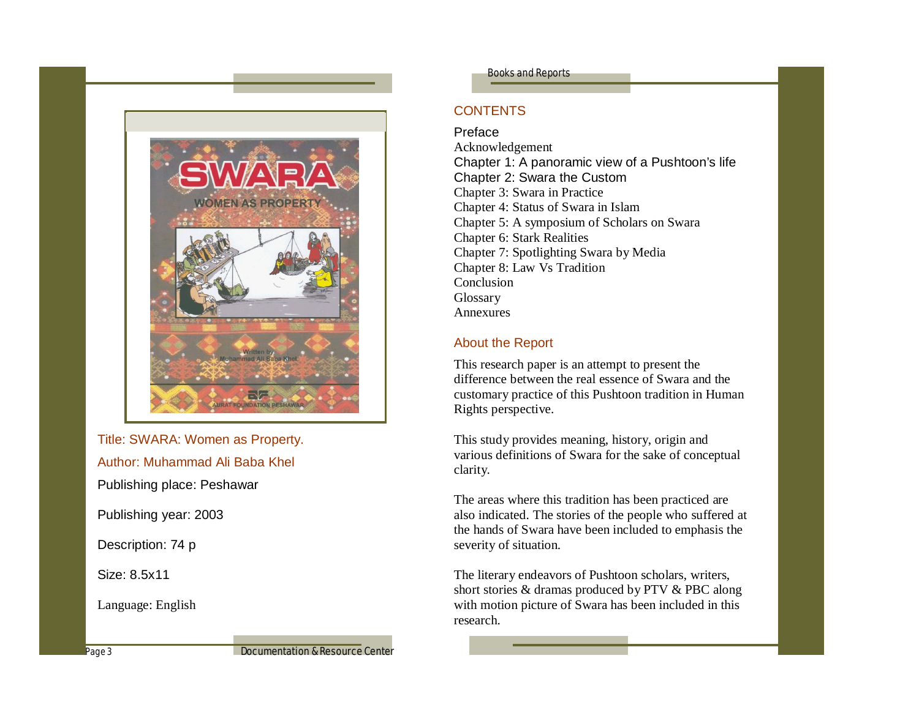Title: SWARA: Women as Property.

Author: Muhammad Ali Baba Khel

Publishing place: Peshawar

Publishing year: 2003

Description: 74 p

Size: 8.5x11

Language: English

## CONTENTS

Preface
Acknowledgement
Chapter 1: A panoramic view of a Pushtoon's life
Chapter 2: Swara the Custom
Chapter 3: Swara in Practice
Chapter 4: Status of Swara in Islam
Chapter 5: A symposium of Scholars on Swara
Chapter 6: Stark Realities
Chapter 7: Spotlighting Swara by Media
Chapter 8: Law Vs Tradition
Conclusion
Glossary
Annexures

## About the Report

This research paper is an attempt to present the difference between the real essence of Swara and the customary practice of this Pushtoon tradition in Human Rights perspective.

This study provides meaning, history, origin and various definitions of Swara for the sake of conceptual clarity.

The areas where this tradition has been practiced are also indicated. The stories of the people who suffered at the hands of Swara have been included to emphasis the severity of situation.

The literary endeavors of Pushtoon scholars, writers, short stories & dramas produced by PTV & PBC along with motion picture of Swara has been included in this research.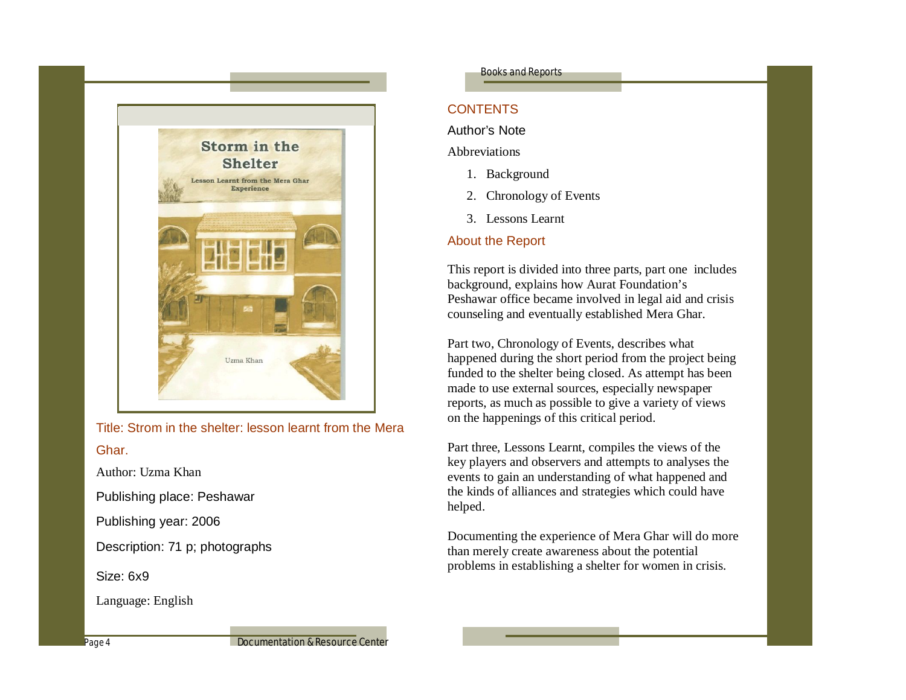Title: Strom in the shelter: lesson learnt from the Mera Ghar.

Author: Uzma Khan

Publishing place: Peshawar

Publishing year: 2006

Description: 71 p; photographs

Size: 6x9

Language: English

## CONTENTS

Author's Note

Abbreviations

1. Background
2. Chronology of Events
3. Lessons Learnt

## About the Report

This report is divided into three parts, part one includes background, explains how Aurat Foundation's Peshawar office became involved in legal aid and crisis counseling and eventually established Mera Ghar.

Part two, Chronology of Events, describes what happened during the short period from the project being funded to the shelter being closed. As attempt has been made to use external sources, especially newspaper reports, as much as possible to give a variety of views on the happenings of this critical period.

Part three, Lessons Learnt, compiles the views of the key players and observers and attempts to analyses the events to gain an understanding of what happened and the kinds of alliances and strategies which could have helped.

Documenting the experience of Mera Ghar will do more than merely create awareness about the potential problems in establishing a shelter for women in crisis.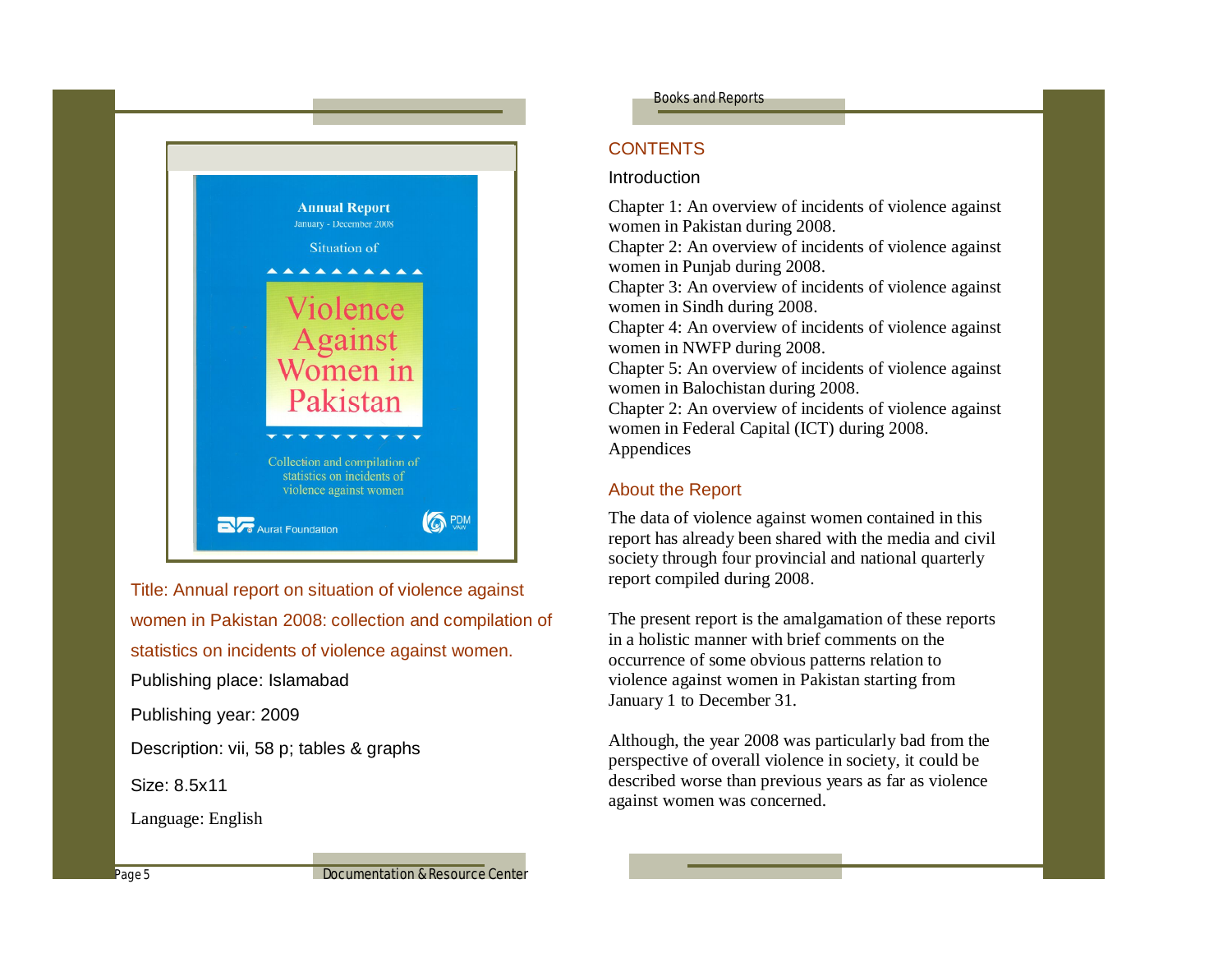Title: Annual report on situation of violence against women in Pakistan 2008: collection and compilation of statistics on incidents of violence against women.

Publishing place: Islamabad

Publishing year: 2009

Description: vii, 58 p; tables & graphs

Size: 8.5x11

Language: English

## CONTENTS

Introduction

Chapter 1: An overview of incidents of violence against women in Pakistan during 2008.
Chapter 2: An overview of incidents of violence against women in Punjab during 2008.
Chapter 3: An overview of incidents of violence against women in Sindh during 2008.
Chapter 4: An overview of incidents of violence against women in NWFP during 2008.
Chapter 5: An overview of incidents of violence against women in Balochistan during 2008.
Chapter 2: An overview of incidents of violence against women in Federal Capital (ICT) during 2008.
Appendices

## About the Report

The data of violence against women contained in this report has already been shared with the media and civil society through four provincial and national quarterly report compiled during 2008.

The present report is the amalgamation of these reports in a holistic manner with brief comments on the occurrence of some obvious patterns relation to violence against women in Pakistan starting from January 1 to December 31.

Although, the year 2008 was particularly bad from the perspective of overall violence in society, it could be described worse than previous years as far as violence against women was concerned.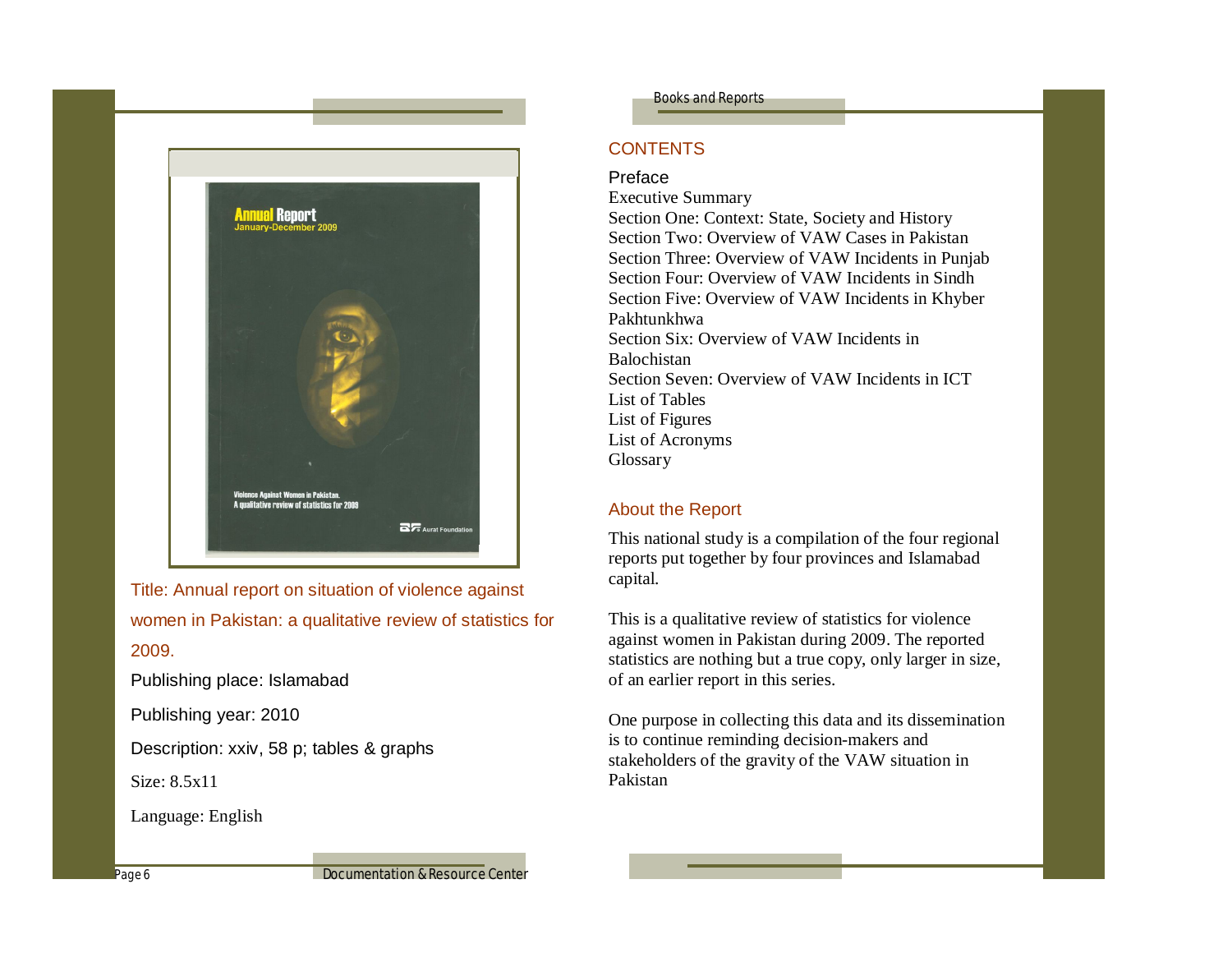Title: Annual report on situation of violence against women in Pakistan: a qualitative review of statistics for 2009.

Publishing place: Islamabad

Publishing year: 2010

Description: xxiv, 58 p; tables & graphs

Size: 8.5x11

Language: English

## CONTENTS

Preface
Executive Summary
Section One: Context: State, Society and History
Section Two: Overview of VAW Cases in Pakistan
Section Three: Overview of VAW Incidents in Punjab
Section Four: Overview of VAW Incidents in Sindh
Section Five: Overview of VAW Incidents in Khyber Pakhtunkhwa
Section Six: Overview of VAW Incidents in Balochistan
Section Seven: Overview of VAW Incidents in ICT
List of Tables
List of Figures
List of Acronyms
Glossary

## About the Report

This national study is a compilation of the four regional reports put together by four provinces and Islamabad capital.

This is a qualitative review of statistics for violence against women in Pakistan during 2009. The reported statistics are nothing but a true copy, only larger in size, of an earlier report in this series.

One purpose in collecting this data and its dissemination is to continue reminding decision-makers and stakeholders of the gravity of the VAW situation in Pakistan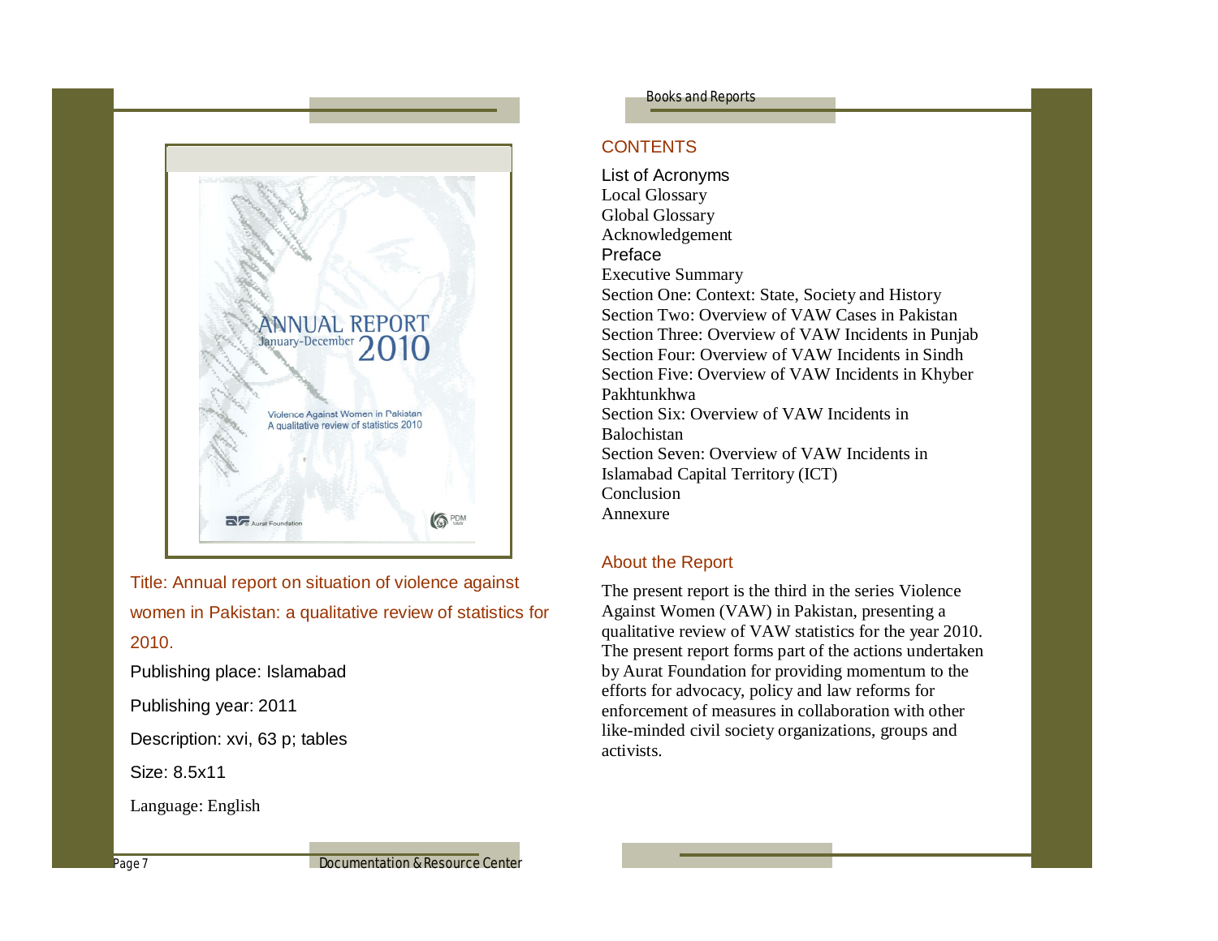Title: Annual report on situation of violence against women in Pakistan: a qualitative review of statistics for 2010.

Publishing place: Islamabad

Publishing year: 2011

Description: xvi, 63 p; tables

Size: 8.5x11

Language: English

## CONTENTS

List of Acronyms
Local Glossary
Global Glossary
Acknowledgement
Preface
Executive Summary
Section One: Context: State, Society and History
Section Two: Overview of VAW Cases in Pakistan
Section Three: Overview of VAW Incidents in Punjab
Section Four: Overview of VAW Incidents in Sindh
Section Five: Overview of VAW Incidents in Khyber Pakhtunkhwa
Section Six: Overview of VAW Incidents in Balochistan
Section Seven: Overview of VAW Incidents in Islamabad Capital Territory (ICT)
Conclusion
Annexure

## About the Report

The present report is the third in the series Violence Against Women (VAW) in Pakistan, presenting a qualitative review of VAW statistics for the year 2010. The present report forms part of the actions undertaken by Aurat Foundation for providing momentum to the efforts for advocacy, policy and law reforms for enforcement of measures in collaboration with other like-minded civil society organizations, groups and activists.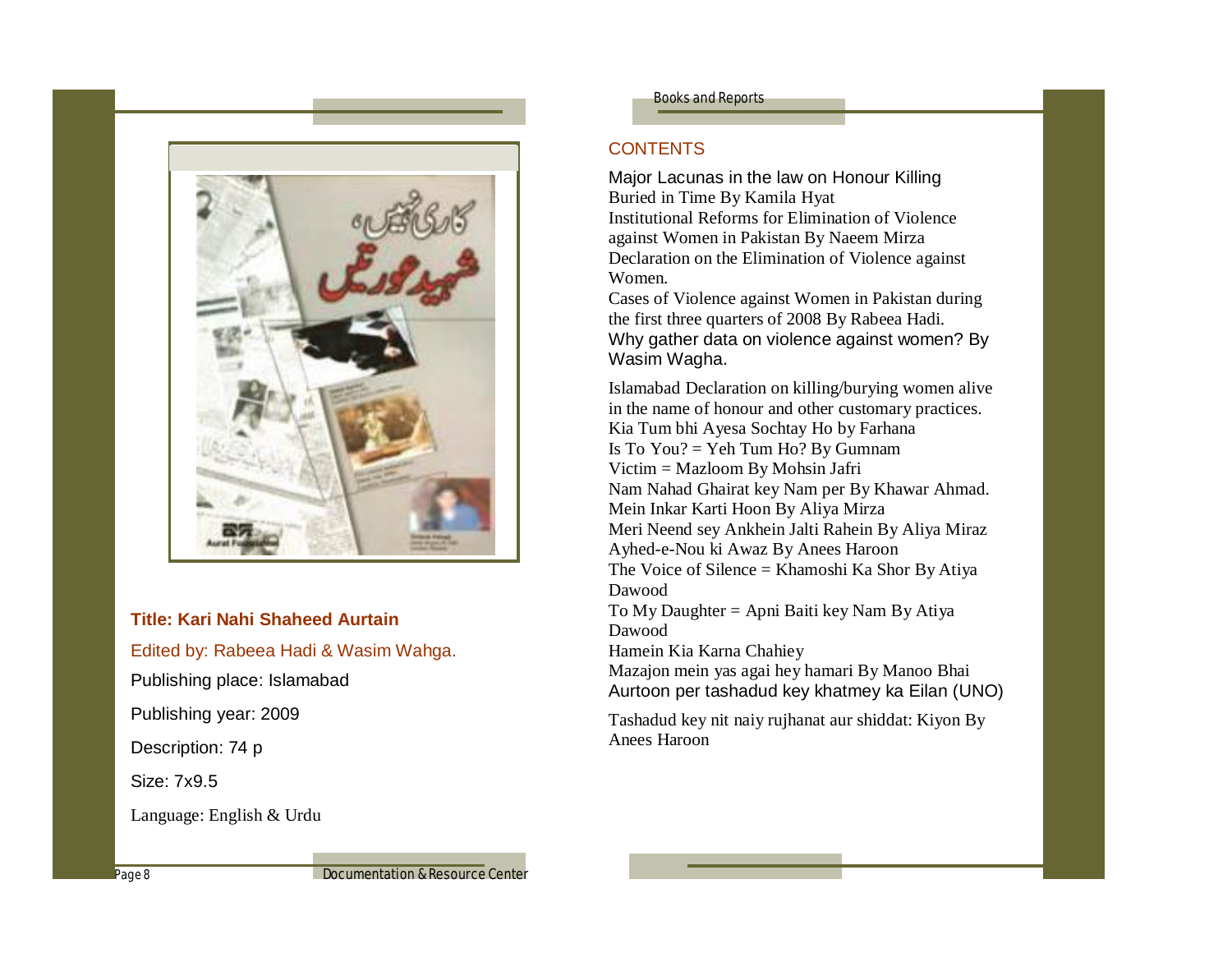**Title: Kari Nahi Shaheed Aurtain**

Edited by: Rabeea Hadi & Wasim Wahga.

Publishing place: Islamabad

Publishing year: 2009

Description: 74 p

Size: 7x9.5

Language: English & Urdu

## CONTENTS

Major Lacunas in the law on Honour Killing
Buried in Time By Kamila Hyat
Institutional Reforms for Elimination of Violence against Women in Pakistan By Naeem Mirza
Declaration on the Elimination of Violence against Women.
Cases of Violence against Women in Pakistan during the first three quarters of 2008 By Rabeea Hadi.
Why gather data on violence against women? By Wasim Wagha.

Islamabad Declaration on killing/burying women alive in the name of honour and other customary practices.
Kia Tum bhi Ayesa Sochtay Ho by Farhana
Is To You? = Yeh Tum Ho? By Gumnam
Victim = Mazloom By Mohsin Jafri
Nam Nahad Ghairat key Nam per By Khawar Ahmad.
Mein Inkar Karti Hoon By Aliya Mirza
Meri Neend sey Ankhein Jalti Rahein By Aliya Miraz
Ayhed-e-Nou ki Awaz By Anees Haroon
The Voice of Silence = Khamoshi Ka Shor By Atiya Dawood
To My Daughter = Apni Baiti key Nam By Atiya Dawood
Hamein Kia Karna Chahiey
Mazajon mein yas agai hey hamari By Manoo Bhai
Aurtoon per tashadud key khatmey ka Eilan (UNO)

Tashadud key nit naiy rujhanat aur shiddat: Kiyon By Anees Haroon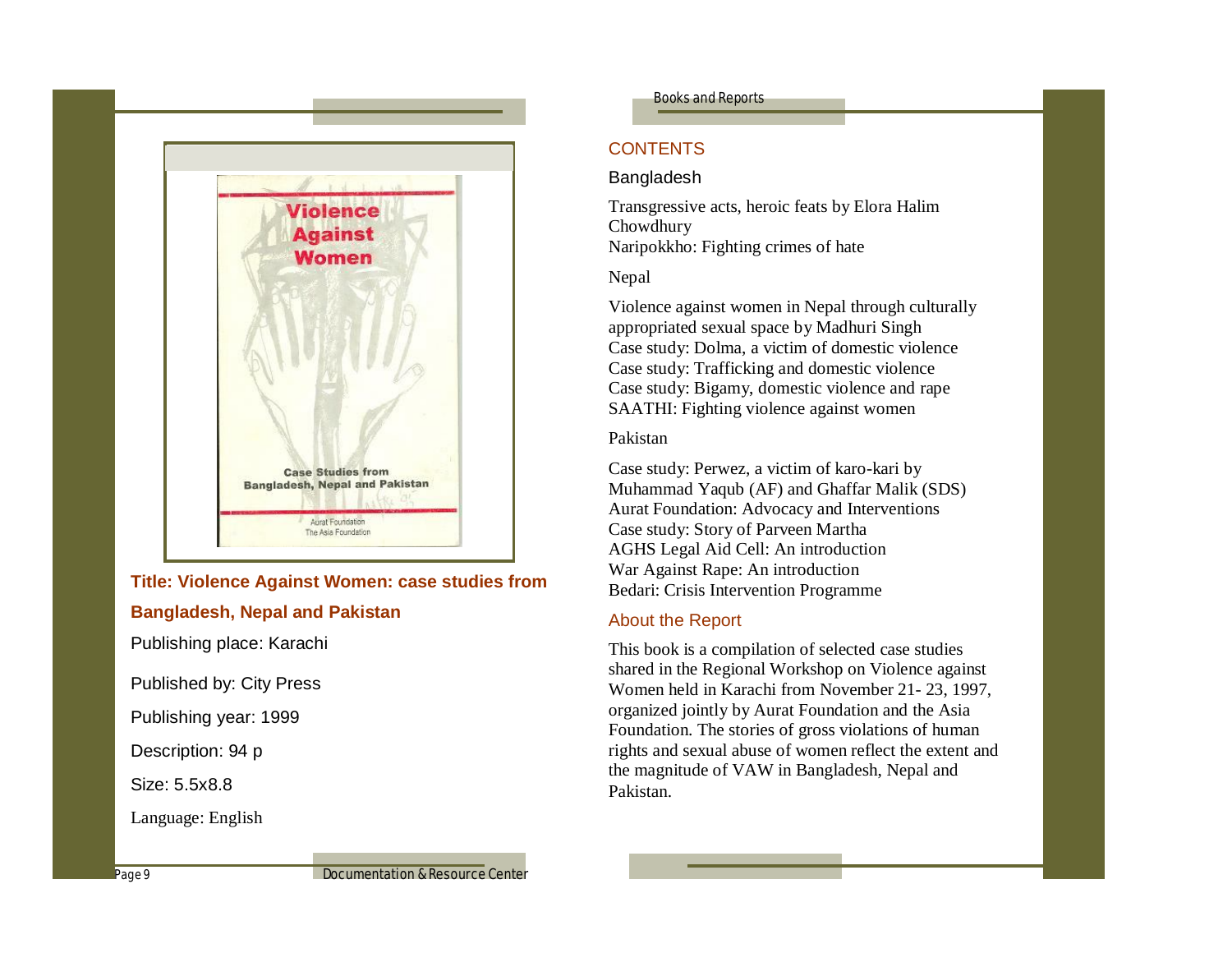**Title: Violence Against Women: case studies from Bangladesh, Nepal and Pakistan**

Publishing place: Karachi

Published by: City Press

Publishing year: 1999

Description: 94 p

Size: 5.5x8.8

Language: English

## CONTENTS

Bangladesh

Transgressive acts, heroic feats by Elora Halim Chowdhury
Naripokkho: Fighting crimes of hate

Nepal

Violence against women in Nepal through culturally appropriated sexual space by Madhuri Singh
Case study: Dolma, a victim of domestic violence
Case study: Trafficking and domestic violence
Case study: Bigamy, domestic violence and rape
SAATHI: Fighting violence against women

Pakistan

Case study: Perwez, a victim of karo-kari by Muhammad Yaqub (AF) and Ghaffar Malik (SDS)
Aurat Foundation: Advocacy and Interventions
Case study: Story of Parveen Martha
AGHS Legal Aid Cell: An introduction
War Against Rape: An introduction
Bedari: Crisis Intervention Programme

## About the Report

This book is a compilation of selected case studies shared in the Regional Workshop on Violence against Women held in Karachi from November 21- 23, 1997, organized jointly by Aurat Foundation and the Asia Foundation. The stories of gross violations of human rights and sexual abuse of women reflect the extent and the magnitude of VAW in Bangladesh, Nepal and Pakistan.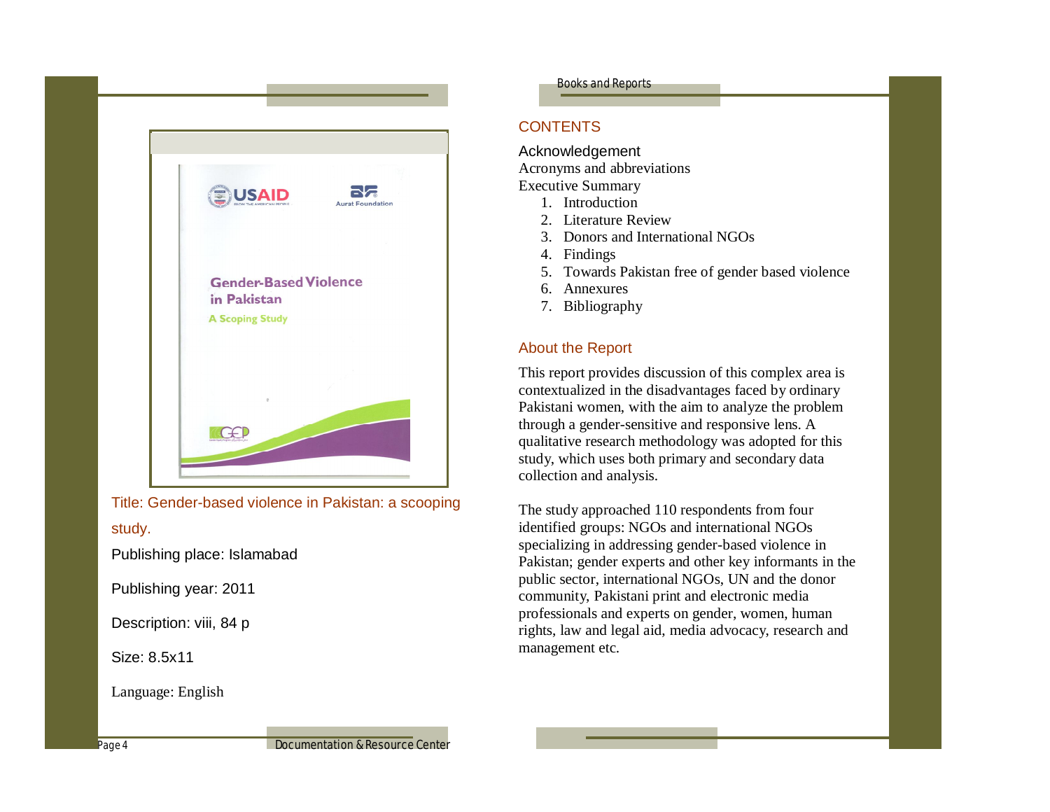Title: Gender-based violence in Pakistan: a scooping study.

Publishing place: Islamabad

Publishing year: 2011

Description: viii, 84 p

Size: 8.5x11

Language: English

## CONTENTS

Acknowledgement
Acronyms and abbreviations
Executive Summary

1. Introduction
2. Literature Review
3. Donors and International NGOs
4. Findings
5. Towards Pakistan free of gender based violence
6. Annexures
7. Bibliography

## About the Report

This report provides discussion of this complex area is contextualized in the disadvantages faced by ordinary Pakistani women, with the aim to analyze the problem through a gender-sensitive and responsive lens. A qualitative research methodology was adopted for this study, which uses both primary and secondary data collection and analysis.

The study approached 110 respondents from four identified groups: NGOs and international NGOs specializing in addressing gender-based violence in Pakistan; gender experts and other key informants in the public sector, international NGOs, UN and the donor community, Pakistani print and electronic media professionals and experts on gender, women, human rights, law and legal aid, media advocacy, research and management etc.